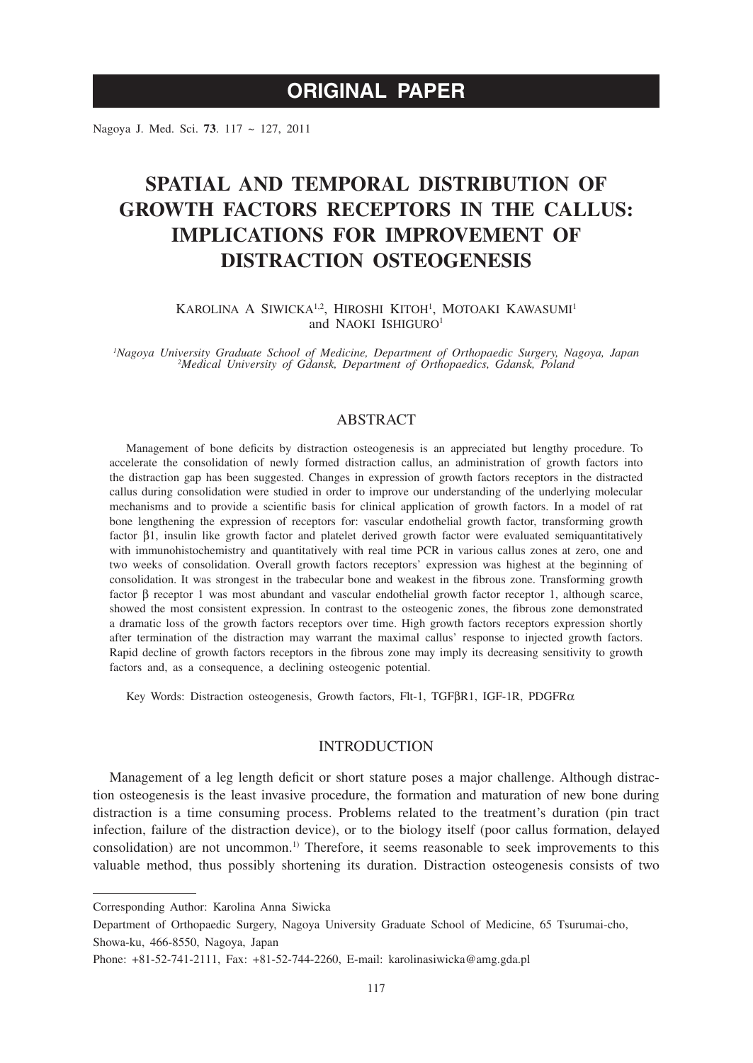**ORIGINAL PAPER**

# SPATIAL AND TEMPORAL DISTRIBUTION OF GROWTH FACTORS RECEPTORS IN THE CALLUS: IMPLICATIONS FOR IMPROVEMENT OF DISTRACTION OSTEOGENESIS

KAROLINA A SIWICKA[1,2], HIROSHI KITOH[1], MOTOAKI KAWASUMI[1] and NAOKI ISHIGURO[1]

*[1]Nagoya University Graduate School of Medicine, Department of Orthopaedic Surgery, Nagoya, Japan*
*[2]Medical University of Gdansk, Department of Orthopaedics, Gdansk, Poland*

## ABSTRACT

Management of bone deficits by distraction osteogenesis is an appreciated but lengthy procedure. To accelerate the consolidation of newly formed distraction callus, an administration of growth factors into the distraction gap has been suggested. Changes in expression of growth factors receptors in the distracted callus during consolidation were studied in order to improve our understanding of the underlying molecular mechanisms and to provide a scientific basis for clinical application of growth factors. In a model of rat bone lengthening the expression of receptors for: vascular endothelial growth factor, transforming growth factor β1, insulin like growth factor and platelet derived growth factor were evaluated semiquantitatively with immunohistochemistry and quantitatively with real time PCR in various callus zones at zero, one and two weeks of consolidation. Overall growth factors receptors' expression was highest at the beginning of consolidation. It was strongest in the trabecular bone and weakest in the fibrous zone. Transforming growth factor β receptor 1 was most abundant and vascular endothelial growth factor receptor 1, although scarce, showed the most consistent expression. In contrast to the osteogenic zones, the fibrous zone demonstrated a dramatic loss of the growth factors receptors over time. High growth factors receptors expression shortly after termination of the distraction may warrant the maximal callus' response to injected growth factors. Rapid decline of growth factors receptors in the fibrous zone may imply its decreasing sensitivity to growth factors and, as a consequence, a declining osteogenic potential.

Key Words: Distraction osteogenesis, Growth factors, Flt-1, TGFβR1, IGF-1R, PDGFRα

## INTRODUCTION

Management of a leg length deficit or short stature poses a major challenge. Although distraction osteogenesis is the least invasive procedure, the formation and maturation of new bone during distraction is a time consuming process. Problems related to the treatment's duration (pin tract infection, failure of the distraction device), or to the biology itself (poor callus formation, delayed consolidation) are not uncommon.[1] Therefore, it seems reasonable to seek improvements to this valuable method, thus possibly shortening its duration. Distraction osteogenesis consists of two

---

Corresponding Author: Karolina Anna Siwicka

Department of Orthopaedic Surgery, Nagoya University Graduate School of Medicine, 65 Tsurumai-cho, Showa-ku, 466-8550, Nagoya, Japan

Phone: +81-52-741-2111, Fax: +81-52-744-2260, E-mail: karolinasiwicka@amg.gda.pl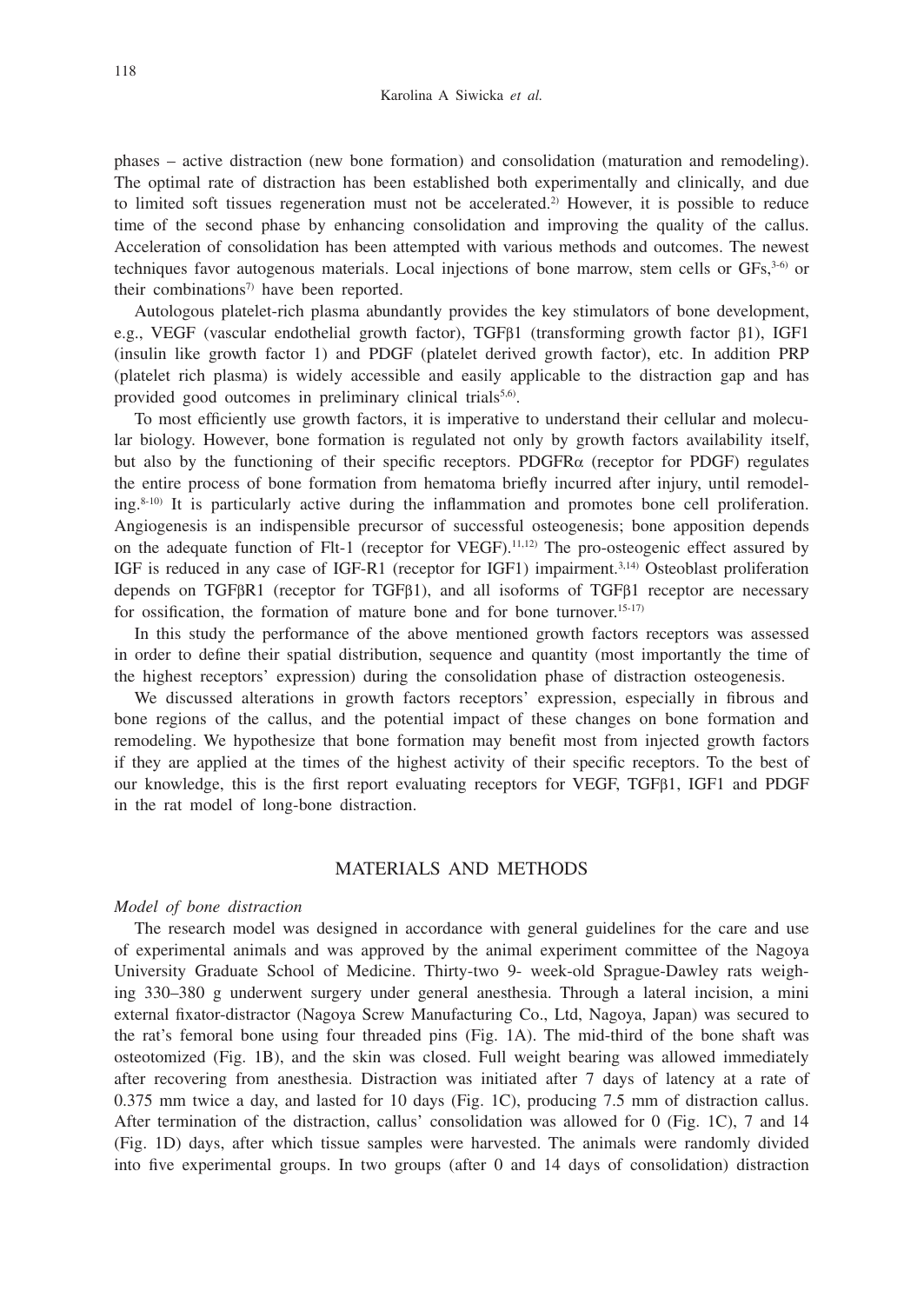phases – active distraction (new bone formation) and consolidation (maturation and remodeling). The optimal rate of distraction has been established both experimentally and clinically, and due to limited soft tissues regeneration must not be accelerated.[2] However, it is possible to reduce time of the second phase by enhancing consolidation and improving the quality of the callus. Acceleration of consolidation has been attempted with various methods and outcomes. The newest techniques favor autogenous materials. Local injections of bone marrow, stem cells or GFs,[3-6] or their combinations[7] have been reported.

Autologous platelet-rich plasma abundantly provides the key stimulators of bone development, e.g., VEGF (vascular endothelial growth factor), TGFβ1 (transforming growth factor β1), IGF1 (insulin like growth factor 1) and PDGF (platelet derived growth factor), etc. In addition PRP (platelet rich plasma) is widely accessible and easily applicable to the distraction gap and has provided good outcomes in preliminary clinical trials[5,6].

To most efficiently use growth factors, it is imperative to understand their cellular and molecular biology. However, bone formation is regulated not only by growth factors availability itself, but also by the functioning of their specific receptors. PDGFRα (receptor for PDGF) regulates the entire process of bone formation from hematoma briefly incurred after injury, until remodeling.[8-10] It is particularly active during the inflammation and promotes bone cell proliferation. Angiogenesis is an indispensible precursor of successful osteogenesis; bone apposition depends on the adequate function of Flt-1 (receptor for VEGF).[11,12] The pro-osteogenic effect assured by IGF is reduced in any case of IGF-R1 (receptor for IGF1) impairment.[3,14] Osteoblast proliferation depends on TGFβR1 (receptor for TGFβ1), and all isoforms of TGFβ1 receptor are necessary for ossification, the formation of mature bone and for bone turnover.[15-17]

In this study the performance of the above mentioned growth factors receptors was assessed in order to define their spatial distribution, sequence and quantity (most importantly the time of the highest receptors' expression) during the consolidation phase of distraction osteogenesis.

We discussed alterations in growth factors receptors' expression, especially in fibrous and bone regions of the callus, and the potential impact of these changes on bone formation and remodeling. We hypothesize that bone formation may benefit most from injected growth factors if they are applied at the times of the highest activity of their specific receptors. To the best of our knowledge, this is the first report evaluating receptors for VEGF, TGFβ1, IGF1 and PDGF in the rat model of long-bone distraction.

## MATERIALS AND METHODS

### *Model of bone distraction*

The research model was designed in accordance with general guidelines for the care and use of experimental animals and was approved by the animal experiment committee of the Nagoya University Graduate School of Medicine. Thirty-two 9- week-old Sprague-Dawley rats weighing 330–380 g underwent surgery under general anesthesia. Through a lateral incision, a mini external fixator-distractor (Nagoya Screw Manufacturing Co., Ltd, Nagoya, Japan) was secured to the rat's femoral bone using four threaded pins (Fig. 1A). The mid-third of the bone shaft was osteotomized (Fig. 1B), and the skin was closed. Full weight bearing was allowed immediately after recovering from anesthesia. Distraction was initiated after 7 days of latency at a rate of 0.375 mm twice a day, and lasted for 10 days (Fig. 1C), producing 7.5 mm of distraction callus. After termination of the distraction, callus' consolidation was allowed for 0 (Fig. 1C), 7 and 14 (Fig. 1D) days, after which tissue samples were harvested. The animals were randomly divided into five experimental groups. In two groups (after 0 and 14 days of consolidation) distraction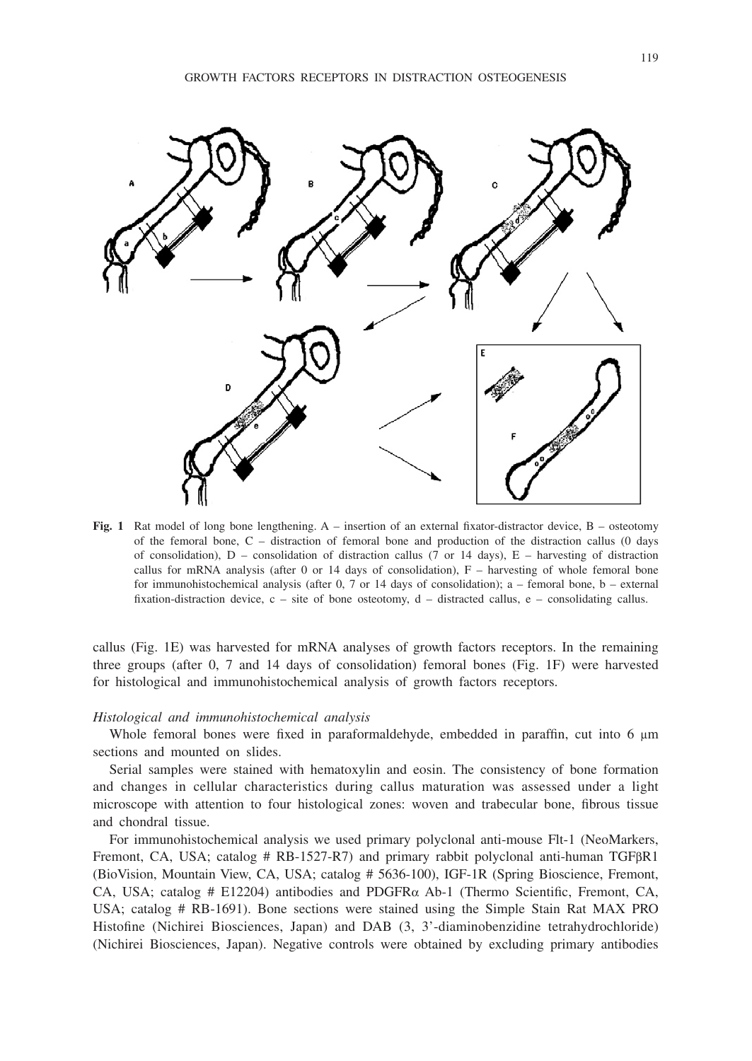**Fig. 1** Rat model of long bone lengthening. A – insertion of an external fixator-distractor device, B – osteotomy of the femoral bone, C – distraction of femoral bone and production of the distraction callus (0 days of consolidation), D – consolidation of distraction callus (7 or 14 days), E – harvesting of distraction callus for mRNA analysis (after 0 or 14 days of consolidation), F – harvesting of whole femoral bone for immunohistochemical analysis (after 0, 7 or 14 days of consolidation); a – femoral bone, b – external fixation-distraction device, c – site of bone osteotomy, d – distracted callus, e – consolidating callus.

callus (Fig. 1E) was harvested for mRNA analyses of growth factors receptors. In the remaining three groups (after 0, 7 and 14 days of consolidation) femoral bones (Fig. 1F) were harvested for histological and immunohistochemical analysis of growth factors receptors.

*Histological and immunohistochemical analysis*

Whole femoral bones were fixed in paraformaldehyde, embedded in paraffin, cut into 6 μm sections and mounted on slides.

Serial samples were stained with hematoxylin and eosin. The consistency of bone formation and changes in cellular characteristics during callus maturation was assessed under a light microscope with attention to four histological zones: woven and trabecular bone, fibrous tissue and chondral tissue.

For immunohistochemical analysis we used primary polyclonal anti-mouse Flt-1 (NeoMarkers, Fremont, CA, USA; catalog # RB-1527-R7) and primary rabbit polyclonal anti-human TGFβR1 (BioVision, Mountain View, CA, USA; catalog # 5636-100), IGF-1R (Spring Bioscience, Fremont, CA, USA; catalog # E12204) antibodies and PDGFRα Ab-1 (Thermo Scientific, Fremont, CA, USA; catalog # RB-1691). Bone sections were stained using the Simple Stain Rat MAX PRO Histofine (Nichirei Biosciences, Japan) and DAB (3, 3'-diaminobenzidine tetrahydrochloride) (Nichirei Biosciences, Japan). Negative controls were obtained by excluding primary antibodies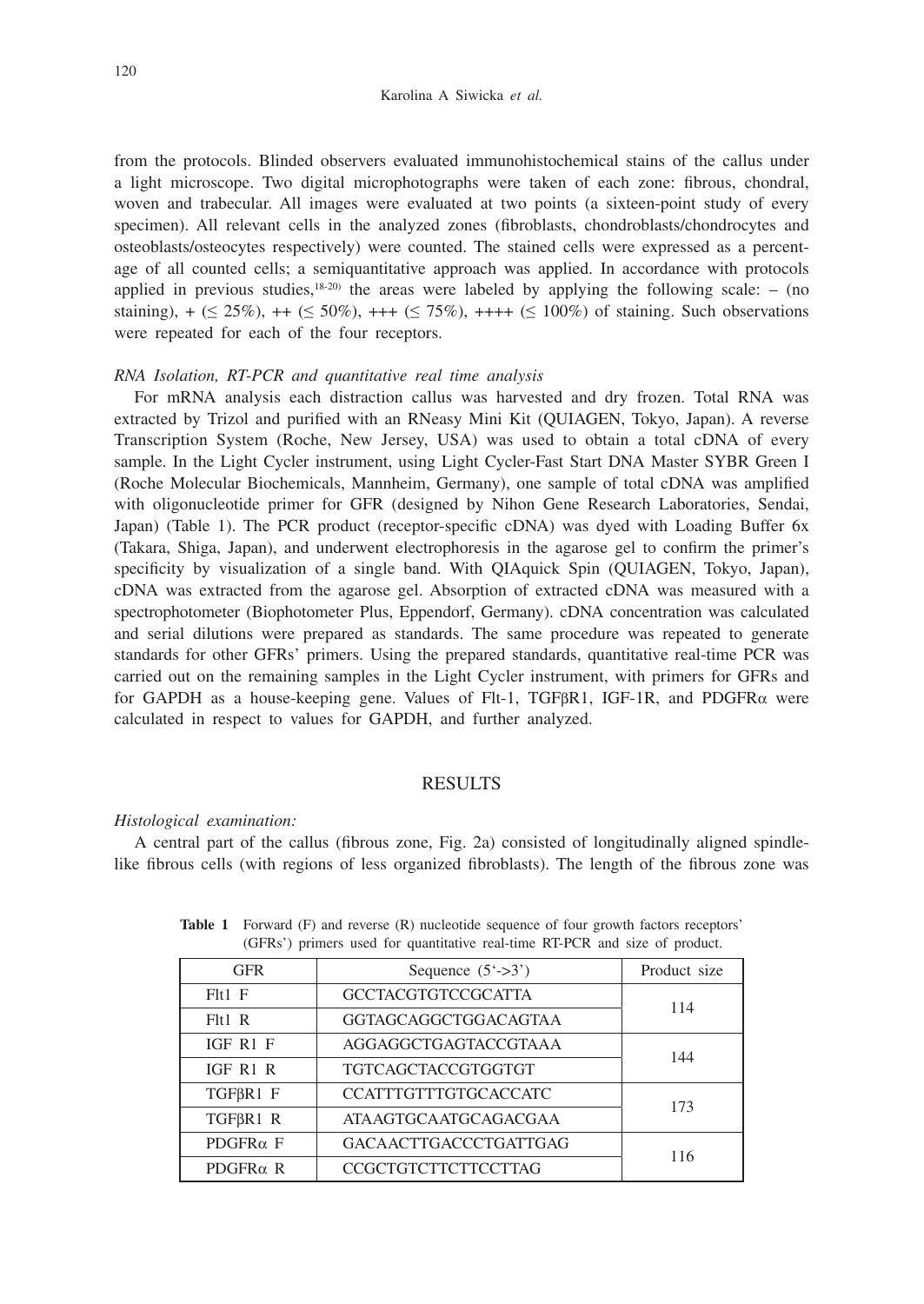from the protocols. Blinded observers evaluated immunohistochemical stains of the callus under a light microscope. Two digital microphotographs were taken of each zone: fibrous, chondral, woven and trabecular. All images were evaluated at two points (a sixteen-point study of every specimen). All relevant cells in the analyzed zones (fibroblasts, chondroblasts/chondrocytes and osteoblasts/osteocytes respectively) were counted. The stained cells were expressed as a percentage of all counted cells; a semiquantitative approach was applied. In accordance with protocols applied in previous studies,[18-20] the areas were labeled by applying the following scale: – (no staining), + (≤ 25%), ++ (≤ 50%), +++ (≤ 75%), ++++ (≤ 100%) of staining. Such observations were repeated for each of the four receptors.

*RNA Isolation, RT-PCR and quantitative real time analysis*

For mRNA analysis each distraction callus was harvested and dry frozen. Total RNA was extracted by Trizol and purified with an RNeasy Mini Kit (QUIAGEN, Tokyo, Japan). A reverse Transcription System (Roche, New Jersey, USA) was used to obtain a total cDNA of every sample. In the Light Cycler instrument, using Light Cycler-Fast Start DNA Master SYBR Green I (Roche Molecular Biochemicals, Mannheim, Germany), one sample of total cDNA was amplified with oligonucleotide primer for GFR (designed by Nihon Gene Research Laboratories, Sendai, Japan) (Table 1). The PCR product (receptor-specific cDNA) was dyed with Loading Buffer 6x (Takara, Shiga, Japan), and underwent electrophoresis in the agarose gel to confirm the primer's specificity by visualization of a single band. With QIAquick Spin (QUIAGEN, Tokyo, Japan), cDNA was extracted from the agarose gel. Absorption of extracted cDNA was measured with a spectrophotometer (Biophotometer Plus, Eppendorf, Germany). cDNA concentration was calculated and serial dilutions were prepared as standards. The same procedure was repeated to generate standards for other GFRs' primers. Using the prepared standards, quantitative real-time PCR was carried out on the remaining samples in the Light Cycler instrument, with primers for GFRs and for GAPDH as a house-keeping gene. Values of Flt-1, TGFβR1, IGF-1R, and PDGFRα were calculated in respect to values for GAPDH, and further analyzed.

## RESULTS

*Histological examination:*

A central part of the callus (fibrous zone, Fig. 2a) consisted of longitudinally aligned spindle-like fibrous cells (with regions of less organized fibroblasts). The length of the fibrous zone was

**Table 1** Forward (F) and reverse (R) nucleotide sequence of four growth factors receptors' (GFRs') primers used for quantitative real-time RT-PCR and size of product.

| GFR | Sequence (5'->3') | Product size |
|---|---|---|
| Flt1 F | GCCTACGTGTCCGCATTA | 114 |
| Flt1 R | GGTAGCAGGCTGGACAGTAA | |
| IGF R1 F | AGGAGGCTGAGTACCGTAAA | 144 |
| IGF R1 R | TGTCAGCTACCGTGGTGT | |
| TGFβR1 F | CCATTTGTTTGTGCACCATC | 173 |
| TGFβR1 R | ATAAGTGCAATGCAGACGAA | |
| PDGFRα F | GACAACTTGACCCTGATTGAG | 116 |
| PDGFRα R | CCGCTGTCTTCTTCCTTAG | |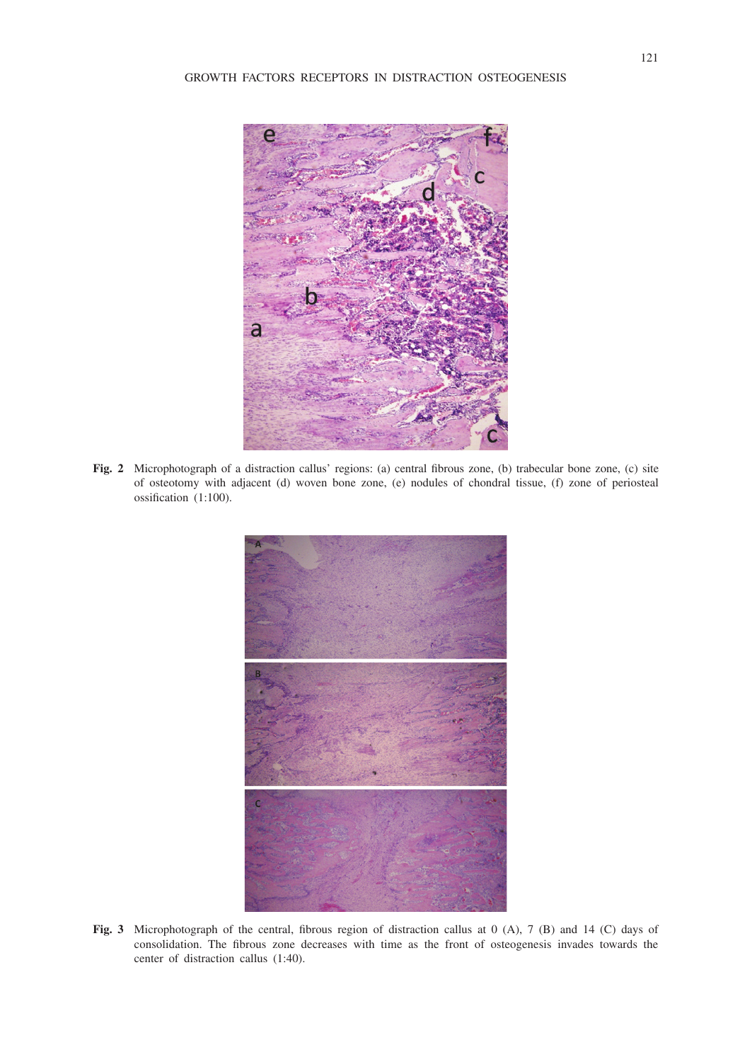**Fig. 2** Microphotograph of a distraction callus' regions: (a) central fibrous zone, (b) trabecular bone zone, (c) site of osteotomy with adjacent (d) woven bone zone, (e) nodules of chondral tissue, (f) zone of periosteal ossification (1:100).

**Fig. 3** Microphotograph of the central, fibrous region of distraction callus at 0 (A), 7 (B) and 14 (C) days of consolidation. The fibrous zone decreases with time as the front of osteogenesis invades towards the center of distraction callus (1:40).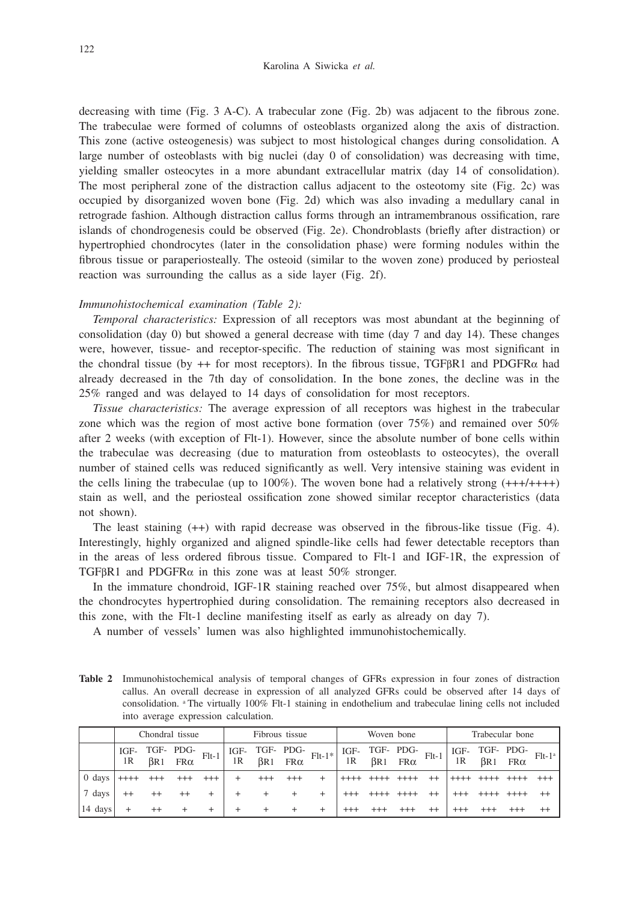decreasing with time (Fig. 3 A-C). A trabecular zone (Fig. 2b) was adjacent to the fibrous zone. The trabeculae were formed of columns of osteoblasts organized along the axis of distraction. This zone (active osteogenesis) was subject to most histological changes during consolidation. A large number of osteoblasts with big nuclei (day 0 of consolidation) was decreasing with time, yielding smaller osteocytes in a more abundant extracellular matrix (day 14 of consolidation). The most peripheral zone of the distraction callus adjacent to the osteotomy site (Fig. 2c) was occupied by disorganized woven bone (Fig. 2d) which was also invading a medullary canal in retrograde fashion. Although distraction callus forms through an intramembranous ossification, rare islands of chondrogenesis could be observed (Fig. 2e). Chondroblasts (briefly after distraction) or hypertrophied chondrocytes (later in the consolidation phase) were forming nodules within the fibrous tissue or paraperiosteally. The osteoid (similar to the woven zone) produced by periosteal reaction was surrounding the callus as a side layer (Fig. 2f).

*Immunohistochemical examination (Table 2):*

*Temporal characteristics:* Expression of all receptors was most abundant at the beginning of consolidation (day 0) but showed a general decrease with time (day 7 and day 14). These changes were, however, tissue- and receptor-specific. The reduction of staining was most significant in the chondral tissue (by ++ for most receptors). In the fibrous tissue, TGFβR1 and PDGFRα had already decreased in the 7th day of consolidation. In the bone zones, the decline was in the 25% ranged and was delayed to 14 days of consolidation for most receptors.

*Tissue characteristics:* The average expression of all receptors was highest in the trabecular zone which was the region of most active bone formation (over 75%) and remained over 50% after 2 weeks (with exception of Flt-1). However, since the absolute number of bone cells within the trabeculae was decreasing (due to maturation from osteoblasts to osteocytes), the overall number of stained cells was reduced significantly as well. Very intensive staining was evident in the cells lining the trabeculae (up to 100%). The woven bone had a relatively strong (+++/++++) stain as well, and the periosteal ossification zone showed similar receptor characteristics (data not shown).

The least staining (++) with rapid decrease was observed in the fibrous-like tissue (Fig. 4). Interestingly, highly organized and aligned spindle-like cells had fewer detectable receptors than in the areas of less ordered fibrous tissue. Compared to Flt-1 and IGF-1R, the expression of TGFβR1 and PDGFRα in this zone was at least 50% stronger.

In the immature chondroid, IGF-1R staining reached over 75%, but almost disappeared when the chondrocytes hypertrophied during consolidation. The remaining receptors also decreased in this zone, with the Flt-1 decline manifesting itself as early as already on day 7).

A number of vessels' lumen was also highlighted immunohistochemically.

**Table 2** Immunohistochemical analysis of temporal changes of GFRs expression in four zones of distraction callus. An overall decrease in expression of all analyzed GFRs could be observed after 14 days of consolidation. [a] The virtually 100% Flt-1 staining in endothelium and trabeculae lining cells not included into average expression calculation.

| | Chondral tissue | | | | Fibrous tissue | | | | Woven bone | | | | Trabecular bone | | | |
|---|---|---|---|---|---|---|---|---|---|---|---|---|---|---|---|---|
| | IGF-1R | TGF-βR1 | PDG-FRα | Flt-1 | IGF-1R | TGF-βR1 | PDG-FRα | Flt-1* | IGF-1R | TGF-βR1 | PDG-FRα | Flt-1 | IGF-1R | TGF-βR1 | PDG-FRα | Flt-1[a] |
| 0 days | ++++ | +++ | +++ | +++ | + | +++ | +++ | + | ++++ | ++++ | ++++ | ++ | ++++ | ++++ | ++++ | +++ |
| 7 days | ++ | ++ | ++ | + | + | + | + | + | +++ | ++++ | ++++ | ++ | +++ | ++++ | ++++ | ++ |
| 14 days | + | ++ | + | + | + | + | + | + | +++ | +++ | +++ | ++ | +++ | +++ | +++ | ++ |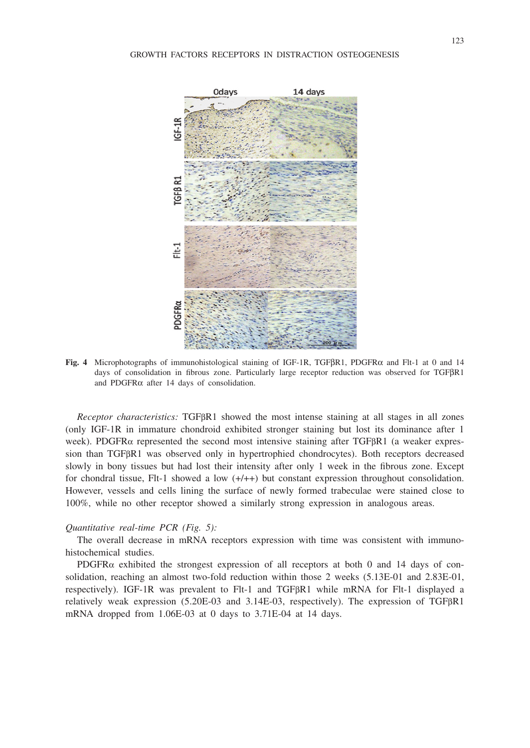**Fig. 4** Microphotographs of immunohistological staining of IGF-1R, TGFβR1, PDGFRα and Flt-1 at 0 and 14 days of consolidation in fibrous zone. Particularly large receptor reduction was observed for TGFβR1 and PDGFRα after 14 days of consolidation.

*Receptor characteristics:* TGFβR1 showed the most intense staining at all stages in all zones (only IGF-1R in immature chondroid exhibited stronger staining but lost its dominance after 1 week). PDGFRα represented the second most intensive staining after TGFβR1 (a weaker expression than TGFβR1 was observed only in hypertrophied chondrocytes). Both receptors decreased slowly in bony tissues but had lost their intensity after only 1 week in the fibrous zone. Except for chondral tissue, Flt-1 showed a low (+/++) but constant expression throughout consolidation. However, vessels and cells lining the surface of newly formed trabeculae were stained close to 100%, while no other receptor showed a similarly strong expression in analogous areas.

*Quantitative real-time PCR (Fig. 5):*

The overall decrease in mRNA receptors expression with time was consistent with immunohistochemical studies.

PDGFRα exhibited the strongest expression of all receptors at both 0 and 14 days of consolidation, reaching an almost two-fold reduction within those 2 weeks (5.13E-01 and 2.83E-01, respectively). IGF-1R was prevalent to Flt-1 and TGFβR1 while mRNA for Flt-1 displayed a relatively weak expression (5.20E-03 and 3.14E-03, respectively). The expression of TGFβR1 mRNA dropped from 1.06E-03 at 0 days to 3.71E-04 at 14 days.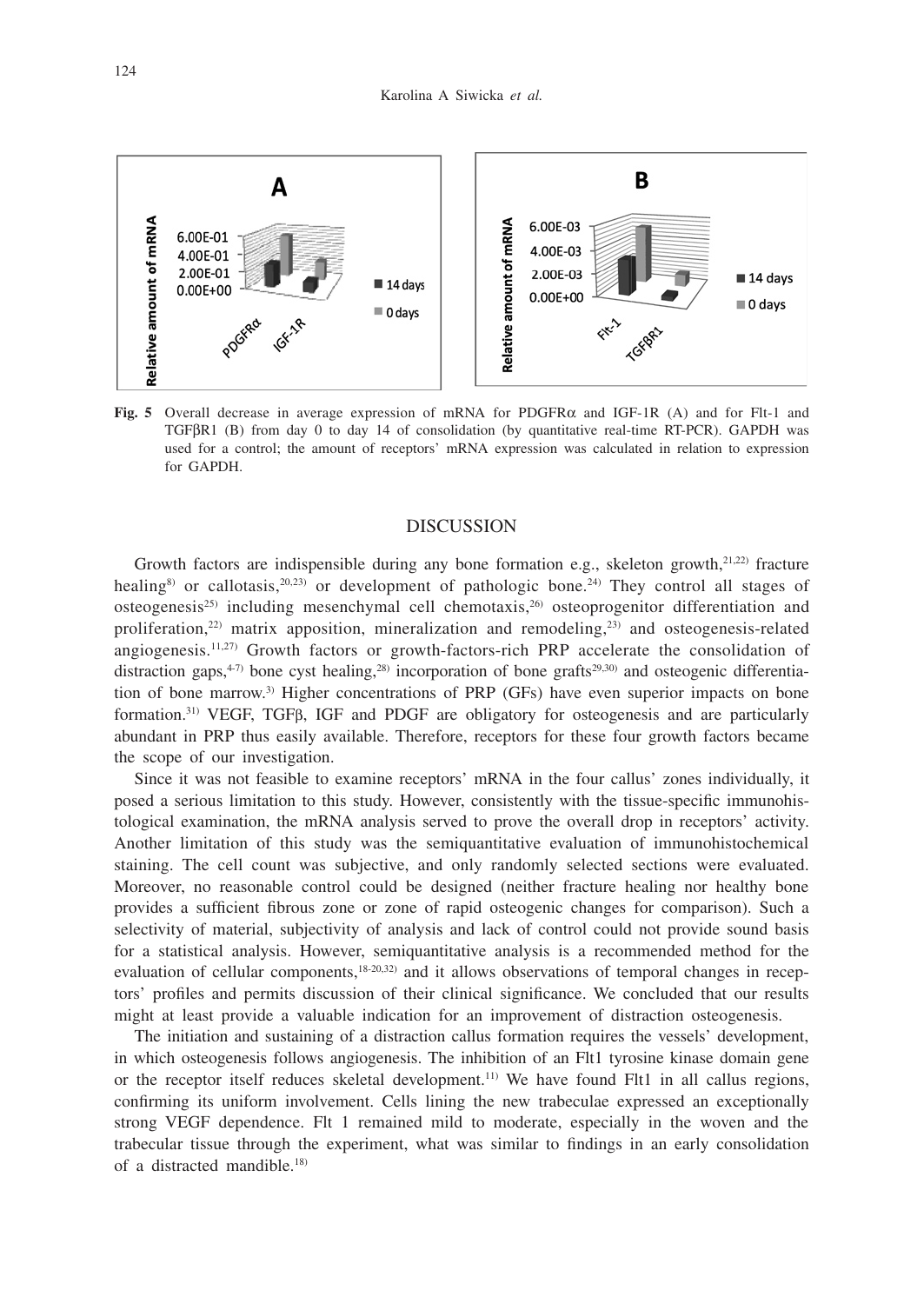**Fig. 5** Overall decrease in average expression of mRNA for PDGFRα and IGF-1R (A) and for Flt-1 and TGFβR1 (B) from day 0 to day 14 of consolidation (by quantitative real-time RT-PCR). GAPDH was used for a control; the amount of receptors' mRNA expression was calculated in relation to expression for GAPDH.

## DISCUSSION

Growth factors are indispensible during any bone formation e.g., skeleton growth,[21,22] fracture healing[8] or callotasis,[20,23] or development of pathologic bone.[24] They control all stages of osteogenesis[25] including mesenchymal cell chemotaxis,[26] osteoprogenitor differentiation and proliferation,[22] matrix apposition, mineralization and remodeling,[23] and osteogenesis-related angiogenesis.[11,27] Growth factors or growth-factors-rich PRP accelerate the consolidation of distraction gaps,[4-7] bone cyst healing,[28] incorporation of bone grafts[29,30] and osteogenic differentiation of bone marrow.[3] Higher concentrations of PRP (GFs) have even superior impacts on bone formation.[31] VEGF, TGFβ, IGF and PDGF are obligatory for osteogenesis and are particularly abundant in PRP thus easily available. Therefore, receptors for these four growth factors became the scope of our investigation.

Since it was not feasible to examine receptors' mRNA in the four callus' zones individually, it posed a serious limitation to this study. However, consistently with the tissue-specific immunohistological examination, the mRNA analysis served to prove the overall drop in receptors' activity. Another limitation of this study was the semiquantitative evaluation of immunohistochemical staining. The cell count was subjective, and only randomly selected sections were evaluated. Moreover, no reasonable control could be designed (neither fracture healing nor healthy bone provides a sufficient fibrous zone or zone of rapid osteogenic changes for comparison). Such a selectivity of material, subjectivity of analysis and lack of control could not provide sound basis for a statistical analysis. However, semiquantitative analysis is a recommended method for the evaluation of cellular components,[18-20,32] and it allows observations of temporal changes in receptors' profiles and permits discussion of their clinical significance. We concluded that our results might at least provide a valuable indication for an improvement of distraction osteogenesis.

The initiation and sustaining of a distraction callus formation requires the vessels' development, in which osteogenesis follows angiogenesis. The inhibition of an Flt1 tyrosine kinase domain gene or the receptor itself reduces skeletal development.[11] We have found Flt1 in all callus regions, confirming its uniform involvement. Cells lining the new trabeculae expressed an exceptionally strong VEGF dependence. Flt 1 remained mild to moderate, especially in the woven and the trabecular tissue through the experiment, what was similar to findings in an early consolidation of a distracted mandible.[18]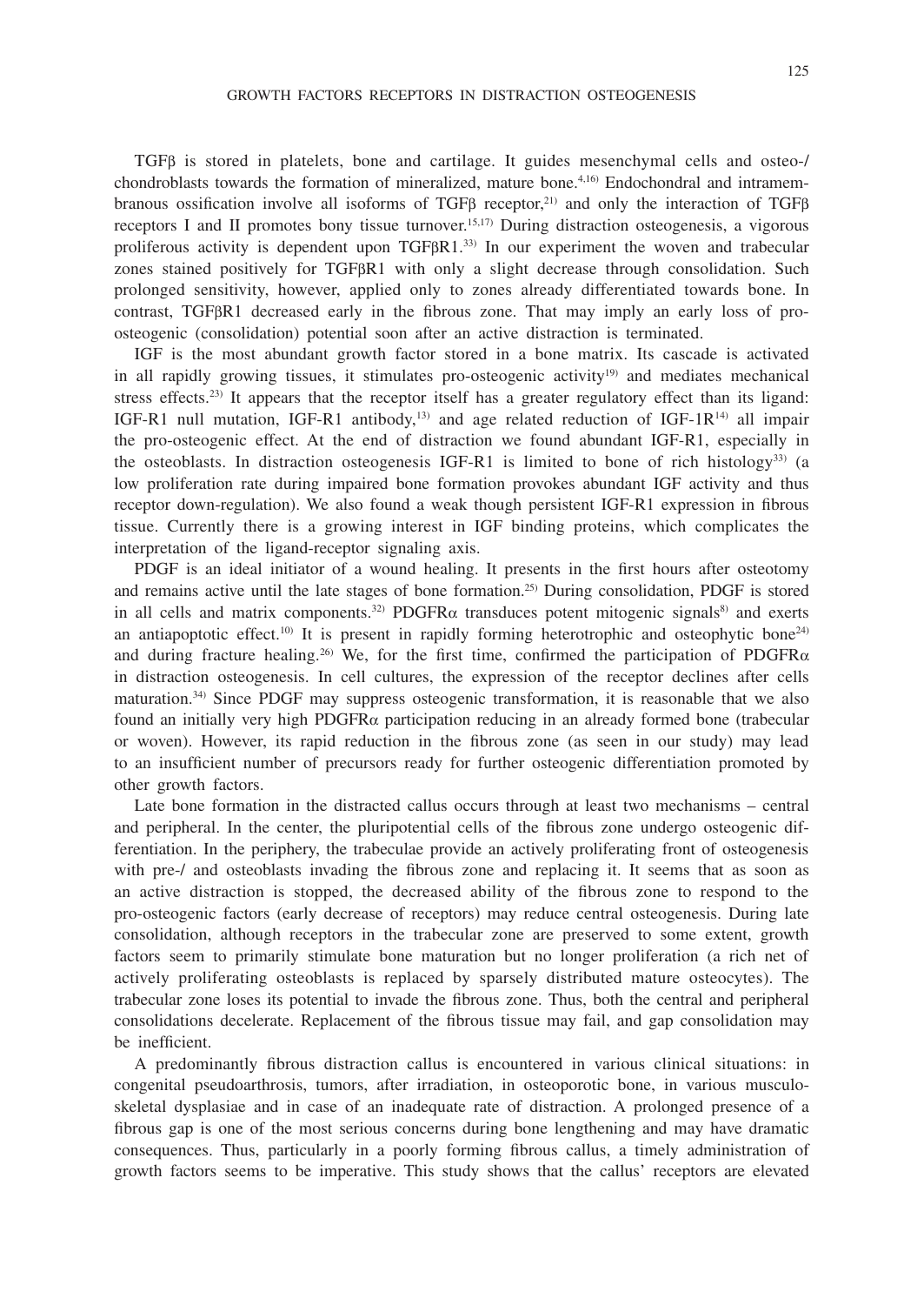TGFβ is stored in platelets, bone and cartilage. It guides mesenchymal cells and osteo-/ chondroblasts towards the formation of mineralized, mature bone.[4,16] Endochondral and intramembranous ossification involve all isoforms of TGFβ receptor,[21] and only the interaction of TGFβ receptors I and II promotes bony tissue turnover.[15,17] During distraction osteogenesis, a vigorous proliferous activity is dependent upon TGFβR1.[33] In our experiment the woven and trabecular zones stained positively for TGFβR1 with only a slight decrease through consolidation. Such prolonged sensitivity, however, applied only to zones already differentiated towards bone. In contrast, TGFβR1 decreased early in the fibrous zone. That may imply an early loss of pro-osteogenic (consolidation) potential soon after an active distraction is terminated.

IGF is the most abundant growth factor stored in a bone matrix. Its cascade is activated in all rapidly growing tissues, it stimulates pro-osteogenic activity[19] and mediates mechanical stress effects.[23] It appears that the receptor itself has a greater regulatory effect than its ligand: IGF-R1 null mutation, IGF-R1 antibody,[13] and age related reduction of IGF-1R[14] all impair the pro-osteogenic effect. At the end of distraction we found abundant IGF-R1, especially in the osteoblasts. In distraction osteogenesis IGF-R1 is limited to bone of rich histology[33] (a low proliferation rate during impaired bone formation provokes abundant IGF activity and thus receptor down-regulation). We also found a weak though persistent IGF-R1 expression in fibrous tissue. Currently there is a growing interest in IGF binding proteins, which complicates the interpretation of the ligand-receptor signaling axis.

PDGF is an ideal initiator of a wound healing. It presents in the first hours after osteotomy and remains active until the late stages of bone formation.[25] During consolidation, PDGF is stored in all cells and matrix components.[32] PDGFRα transduces potent mitogenic signals[8] and exerts an antiapoptotic effect.[10] It is present in rapidly forming heterotrophic and osteophytic bone[24] and during fracture healing.[26] We, for the first time, confirmed the participation of PDGFRα in distraction osteogenesis. In cell cultures, the expression of the receptor declines after cells maturation.[34] Since PDGF may suppress osteogenic transformation, it is reasonable that we also found an initially very high PDGFRα participation reducing in an already formed bone (trabecular or woven). However, its rapid reduction in the fibrous zone (as seen in our study) may lead to an insufficient number of precursors ready for further osteogenic differentiation promoted by other growth factors.

Late bone formation in the distracted callus occurs through at least two mechanisms – central and peripheral. In the center, the pluripotential cells of the fibrous zone undergo osteogenic differentiation. In the periphery, the trabeculae provide an actively proliferating front of osteogenesis with pre-/ and osteoblasts invading the fibrous zone and replacing it. It seems that as soon as an active distraction is stopped, the decreased ability of the fibrous zone to respond to the pro-osteogenic factors (early decrease of receptors) may reduce central osteogenesis. During late consolidation, although receptors in the trabecular zone are preserved to some extent, growth factors seem to primarily stimulate bone maturation but no longer proliferation (a rich net of actively proliferating osteoblasts is replaced by sparsely distributed mature osteocytes). The trabecular zone loses its potential to invade the fibrous zone. Thus, both the central and peripheral consolidations decelerate. Replacement of the fibrous tissue may fail, and gap consolidation may be inefficient.

A predominantly fibrous distraction callus is encountered in various clinical situations: in congenital pseudoarthrosis, tumors, after irradiation, in osteoporotic bone, in various musculoskeletal dysplasiae and in case of an inadequate rate of distraction. A prolonged presence of a fibrous gap is one of the most serious concerns during bone lengthening and may have dramatic consequences. Thus, particularly in a poorly forming fibrous callus, a timely administration of growth factors seems to be imperative. This study shows that the callus' receptors are elevated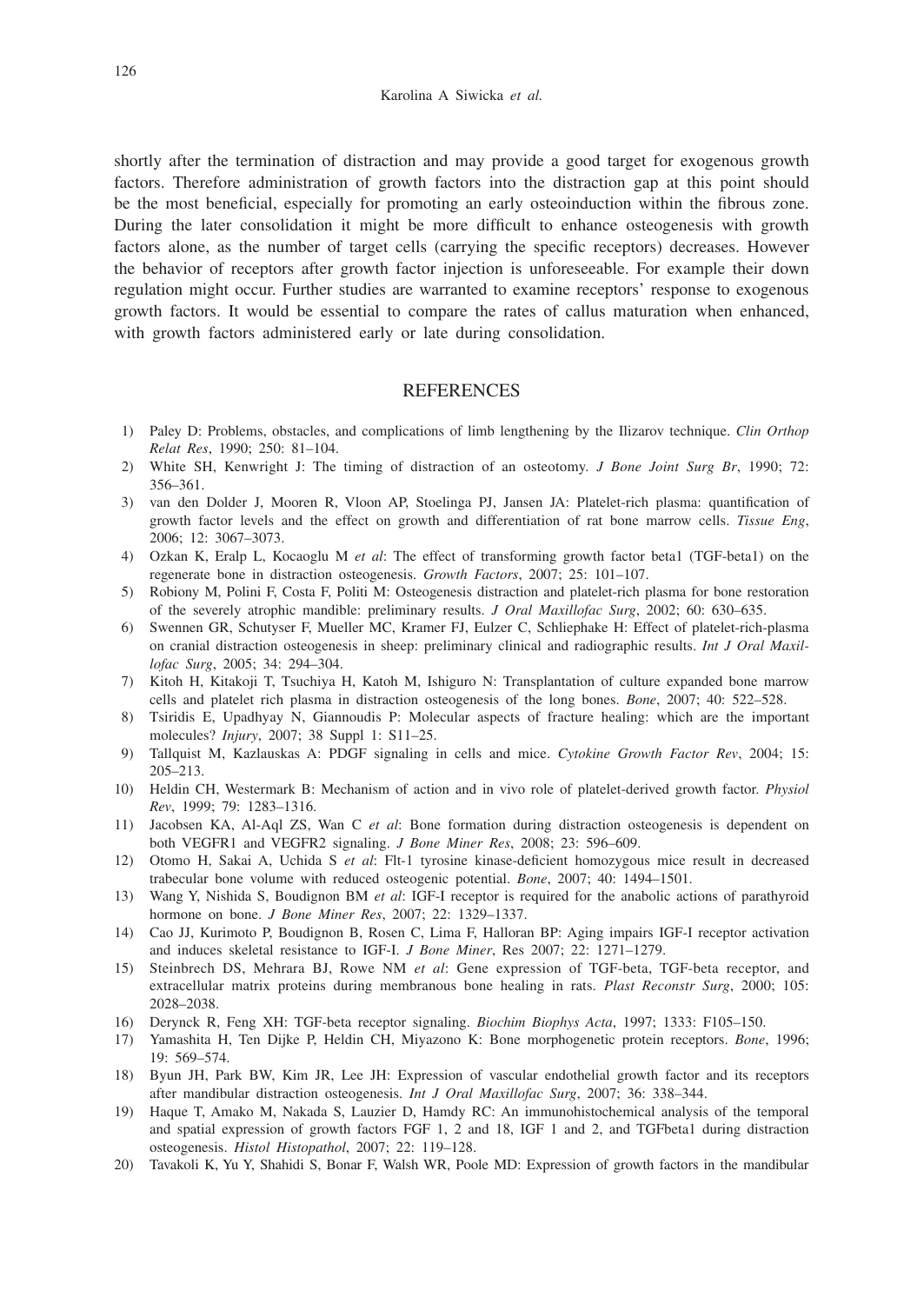shortly after the termination of distraction and may provide a good target for exogenous growth factors. Therefore administration of growth factors into the distraction gap at this point should be the most beneficial, especially for promoting an early osteoinduction within the fibrous zone. During the later consolidation it might be more difficult to enhance osteogenesis with growth factors alone, as the number of target cells (carrying the specific receptors) decreases. However the behavior of receptors after growth factor injection is unforeseeable. For example their down regulation might occur. Further studies are warranted to examine receptors' response to exogenous growth factors. It would be essential to compare the rates of callus maturation when enhanced, with growth factors administered early or late during consolidation.

## REFERENCES

1) Paley D: Problems, obstacles, and complications of limb lengthening by the Ilizarov technique. *Clin Orthop Relat Res*, 1990; 250: 81–104.
2) White SH, Kenwright J: The timing of distraction of an osteotomy. *J Bone Joint Surg Br*, 1990; 72: 356–361.
3) van den Dolder J, Mooren R, Vloon AP, Stoelinga PJ, Jansen JA: Platelet-rich plasma: quantification of growth factor levels and the effect on growth and differentiation of rat bone marrow cells. *Tissue Eng*, 2006; 12: 3067–3073.
4) Ozkan K, Eralp L, Kocaoglu M *et al*: The effect of transforming growth factor beta1 (TGF-beta1) on the regenerate bone in distraction osteogenesis. *Growth Factors*, 2007; 25: 101–107.
5) Robiony M, Polini F, Costa F, Politi M: Osteogenesis distraction and platelet-rich plasma for bone restoration of the severely atrophic mandible: preliminary results. *J Oral Maxillofac Surg*, 2002; 60: 630–635.
6) Swennen GR, Schutyser F, Mueller MC, Kramer FJ, Eulzer C, Schliephake H: Effect of platelet-rich-plasma on cranial distraction osteogenesis in sheep: preliminary clinical and radiographic results. *Int J Oral Maxillofac Surg*, 2005; 34: 294–304.
7) Kitoh H, Kitakoji T, Tsuchiya H, Katoh M, Ishiguro N: Transplantation of culture expanded bone marrow cells and platelet rich plasma in distraction osteogenesis of the long bones. *Bone*, 2007; 40: 522–528.
8) Tsiridis E, Upadhyay N, Giannoudis P: Molecular aspects of fracture healing: which are the important molecules? *Injury*, 2007; 38 Suppl 1: S11–25.
9) Tallquist M, Kazlauskas A: PDGF signaling in cells and mice. *Cytokine Growth Factor Rev*, 2004; 15: 205–213.
10) Heldin CH, Westermark B: Mechanism of action and in vivo role of platelet-derived growth factor. *Physiol Rev*, 1999; 79: 1283–1316.
11) Jacobsen KA, Al-Aql ZS, Wan C *et al*: Bone formation during distraction osteogenesis is dependent on both VEGFR1 and VEGFR2 signaling. *J Bone Miner Res*, 2008; 23: 596–609.
12) Otomo H, Sakai A, Uchida S *et al*: Flt-1 tyrosine kinase-deficient homozygous mice result in decreased trabecular bone volume with reduced osteogenic potential. *Bone*, 2007; 40: 1494–1501.
13) Wang Y, Nishida S, Boudignon BM *et al*: IGF-I receptor is required for the anabolic actions of parathyroid hormone on bone. *J Bone Miner Res*, 2007; 22: 1329–1337.
14) Cao JJ, Kurimoto P, Boudignon B, Rosen C, Lima F, Halloran BP: Aging impairs IGF-I receptor activation and induces skeletal resistance to IGF-I. *J Bone Miner*, Res 2007; 22: 1271–1279.
15) Steinbrech DS, Mehrara BJ, Rowe NM *et al*: Gene expression of TGF-beta, TGF-beta receptor, and extracellular matrix proteins during membranous bone healing in rats. *Plast Reconstr Surg*, 2000; 105: 2028–2038.
16) Derynck R, Feng XH: TGF-beta receptor signaling. *Biochim Biophys Acta*, 1997; 1333: F105–150.
17) Yamashita H, Ten Dijke P, Heldin CH, Miyazono K: Bone morphogenetic protein receptors. *Bone*, 1996; 19: 569–574.
18) Byun JH, Park BW, Kim JR, Lee JH: Expression of vascular endothelial growth factor and its receptors after mandibular distraction osteogenesis. *Int J Oral Maxillofac Surg*, 2007; 36: 338–344.
19) Haque T, Amako M, Nakada S, Lauzier D, Hamdy RC: An immunohistochemical analysis of the temporal and spatial expression of growth factors FGF 1, 2 and 18, IGF 1 and 2, and TGFbeta1 during distraction osteogenesis. *Histol Histopathol*, 2007; 22: 119–128.
20) Tavakoli K, Yu Y, Shahidi S, Bonar F, Walsh WR, Poole MD: Expression of growth factors in the mandibular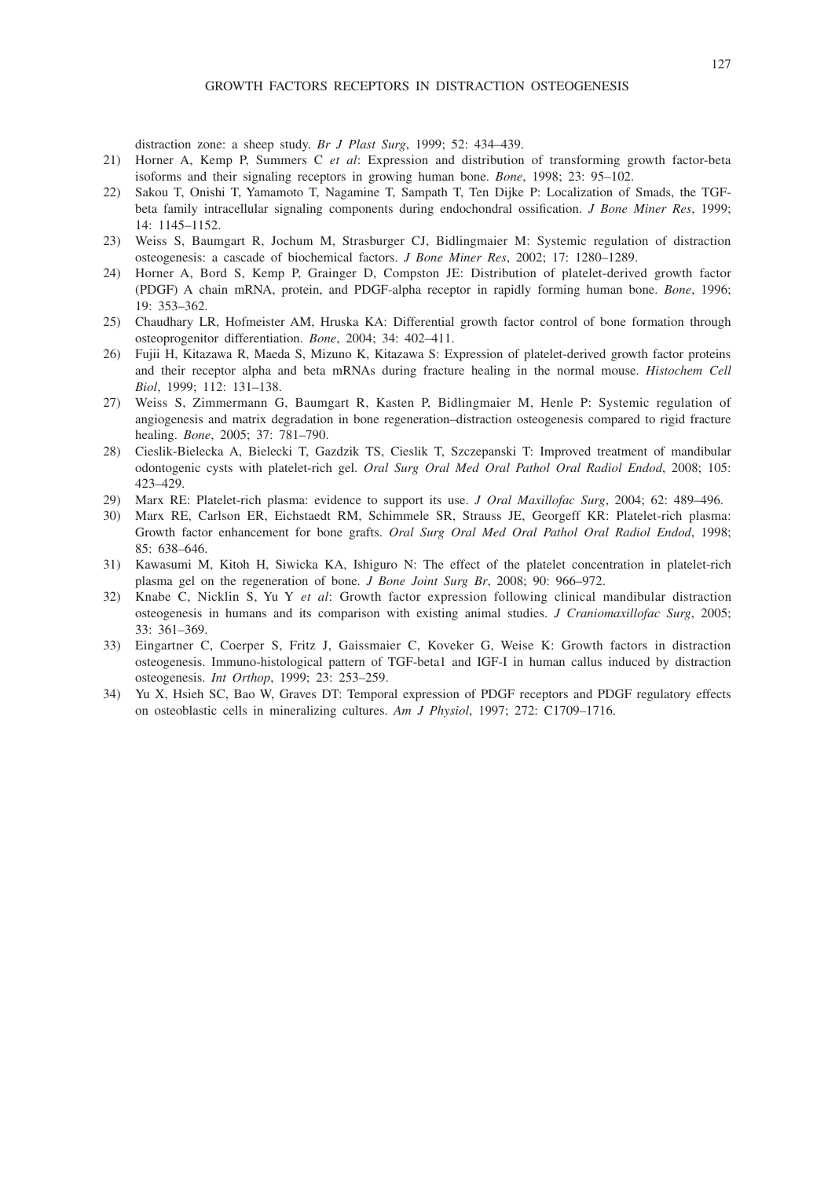distraction zone: a sheep study. *Br J Plast Surg*, 1999; 52: 434–439.

21) Horner A, Kemp P, Summers C *et al*: Expression and distribution of transforming growth factor-beta isoforms and their signaling receptors in growing human bone. *Bone*, 1998; 23: 95–102.
22) Sakou T, Onishi T, Yamamoto T, Nagamine T, Sampath T, Ten Dijke P: Localization of Smads, the TGF-beta family intracellular signaling components during endochondral ossification. *J Bone Miner Res*, 1999; 14: 1145–1152.
23) Weiss S, Baumgart R, Jochum M, Strasburger CJ, Bidlingmaier M: Systemic regulation of distraction osteogenesis: a cascade of biochemical factors. *J Bone Miner Res*, 2002; 17: 1280–1289.
24) Horner A, Bord S, Kemp P, Grainger D, Compston JE: Distribution of platelet-derived growth factor (PDGF) A chain mRNA, protein, and PDGF-alpha receptor in rapidly forming human bone. *Bone*, 1996; 19: 353–362.
25) Chaudhary LR, Hofmeister AM, Hruska KA: Differential growth factor control of bone formation through osteoprogenitor differentiation. *Bone*, 2004; 34: 402–411.
26) Fujii H, Kitazawa R, Maeda S, Mizuno K, Kitazawa S: Expression of platelet-derived growth factor proteins and their receptor alpha and beta mRNAs during fracture healing in the normal mouse. *Histochem Cell Biol*, 1999; 112: 131–138.
27) Weiss S, Zimmermann G, Baumgart R, Kasten P, Bidlingmaier M, Henle P: Systemic regulation of angiogenesis and matrix degradation in bone regeneration–distraction osteogenesis compared to rigid fracture healing. *Bone*, 2005; 37: 781–790.
28) Cieslik-Bielecka A, Bielecki T, Gazdzik TS, Cieslik T, Szczepanski T: Improved treatment of mandibular odontogenic cysts with platelet-rich gel. *Oral Surg Oral Med Oral Pathol Oral Radiol Endod*, 2008; 105: 423–429.
29) Marx RE: Platelet-rich plasma: evidence to support its use. *J Oral Maxillofac Surg*, 2004; 62: 489–496.
30) Marx RE, Carlson ER, Eichstaedt RM, Schimmele SR, Strauss JE, Georgeff KR: Platelet-rich plasma: Growth factor enhancement for bone grafts. *Oral Surg Oral Med Oral Pathol Oral Radiol Endod*, 1998; 85: 638–646.
31) Kawasumi M, Kitoh H, Siwicka KA, Ishiguro N: The effect of the platelet concentration in platelet-rich plasma gel on the regeneration of bone. *J Bone Joint Surg Br*, 2008; 90: 966–972.
32) Knabe C, Nicklin S, Yu Y *et al*: Growth factor expression following clinical mandibular distraction osteogenesis in humans and its comparison with existing animal studies. *J Craniomaxillofac Surg*, 2005; 33: 361–369.
33) Eingartner C, Coerper S, Fritz J, Gaissmaier C, Koveker G, Weise K: Growth factors in distraction osteogenesis. Immuno-histological pattern of TGF-beta1 and IGF-I in human callus induced by distraction osteogenesis. *Int Orthop*, 1999; 23: 253–259.
34) Yu X, Hsieh SC, Bao W, Graves DT: Temporal expression of PDGF receptors and PDGF regulatory effects on osteoblastic cells in mineralizing cultures. *Am J Physiol*, 1997; 272: C1709–1716.